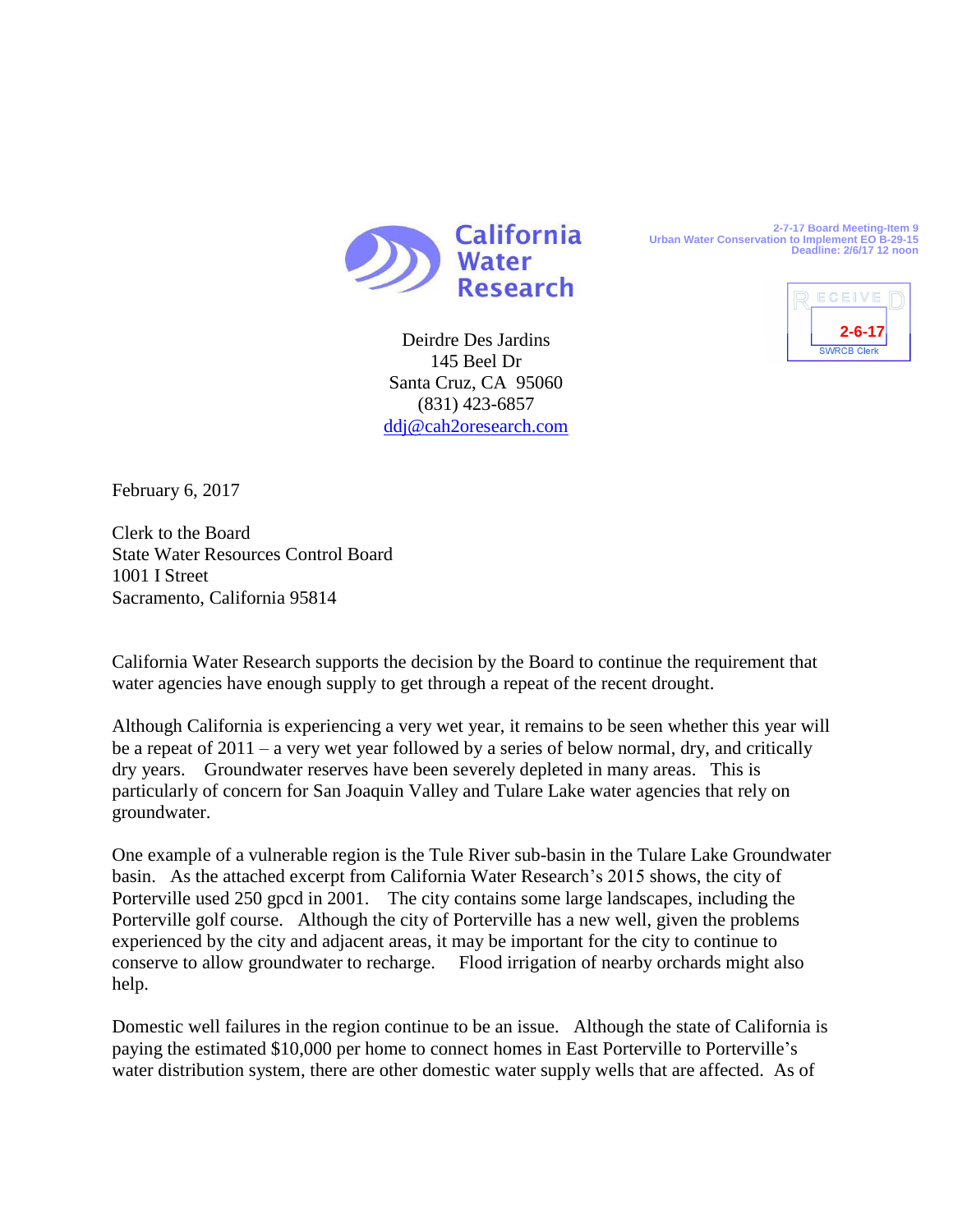California Water Research

2-7-17 Board Meeting-Item 9
Urban Water Conservation to Implement EO B-29-15
Deadline: 2/6/17 12 noon

RECEIVED
2-6-17
SWRCB Clerk

Deirdre Des Jardins
145 Beel Dr
Santa Cruz, CA 95060
(831) 423-6857
ddj@cah2oresearch.com

February 6, 2017

Clerk to the Board
State Water Resources Control Board
1001 I Street
Sacramento, California 95814

California Water Research supports the decision by the Board to continue the requirement that water agencies have enough supply to get through a repeat of the recent drought.

Although California is experiencing a very wet year, it remains to be seen whether this year will be a repeat of 2011 – a very wet year followed by a series of below normal, dry, and critically dry years. Groundwater reserves have been severely depleted in many areas. This is particularly of concern for San Joaquin Valley and Tulare Lake water agencies that rely on groundwater.

One example of a vulnerable region is the Tule River sub-basin in the Tulare Lake Groundwater basin. As the attached excerpt from California Water Research's 2015 shows, the city of Porterville used 250 gpcd in 2001. The city contains some large landscapes, including the Porterville golf course. Although the city of Porterville has a new well, given the problems experienced by the city and adjacent areas, it may be important for the city to continue to conserve to allow groundwater to recharge. Flood irrigation of nearby orchards might also help.

Domestic well failures in the region continue to be an issue. Although the state of California is paying the estimated $10,000 per home to connect homes in East Porterville to Porterville's water distribution system, there are other domestic water supply wells that are affected. As of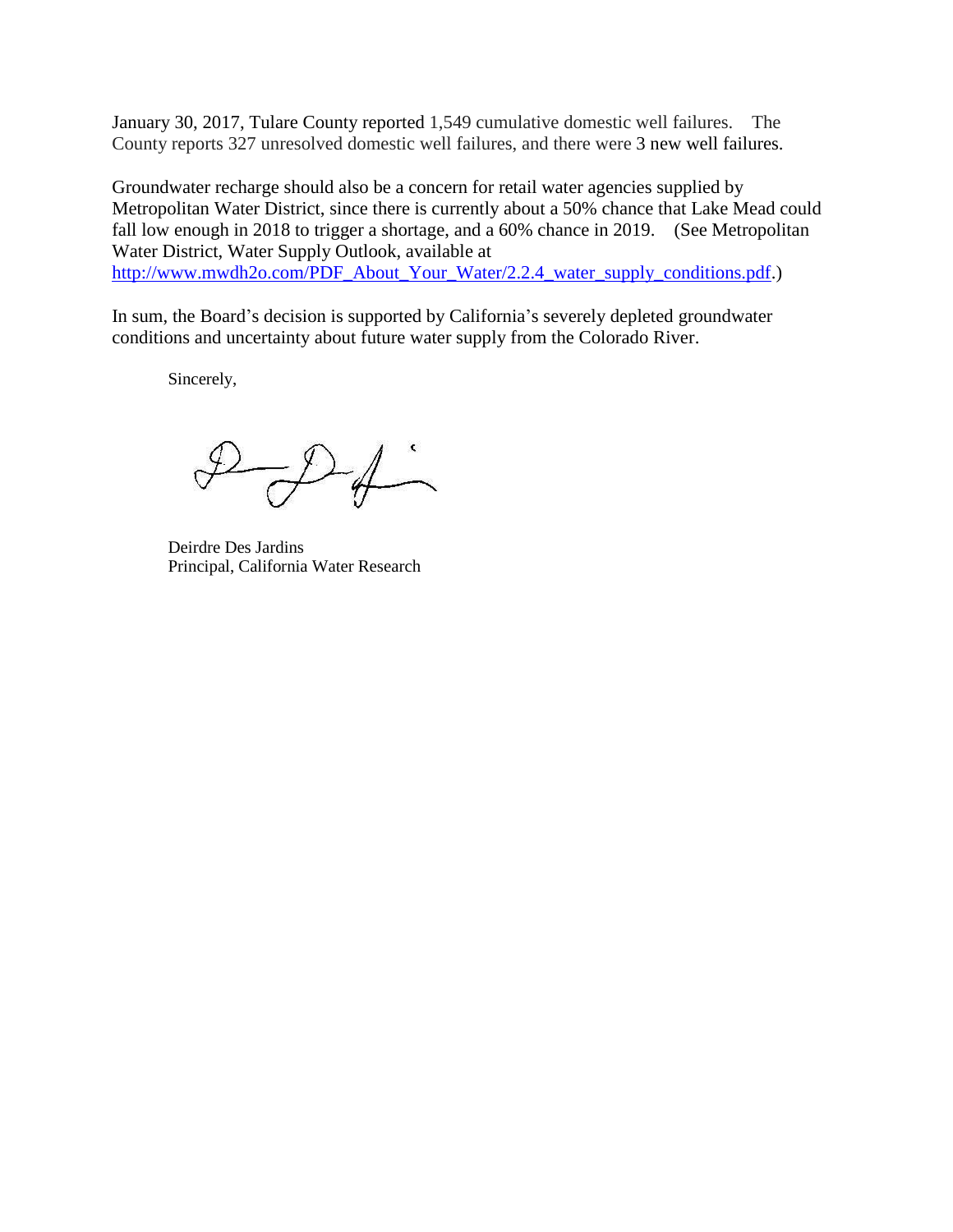January 30, 2017, Tulare County reported 1,549 cumulative domestic well failures. The County reports 327 unresolved domestic well failures, and there were 3 new well failures.

Groundwater recharge should also be a concern for retail water agencies supplied by Metropolitan Water District, since there is currently about a 50% chance that Lake Mead could fall low enough in 2018 to trigger a shortage, and a 60% chance in 2019. (See Metropolitan Water District, Water Supply Outlook, available at http://www.mwdh2o.com/PDF_About_Your_Water/2.2.4_water_supply_conditions.pdf.)

In sum, the Board's decision is supported by California's severely depleted groundwater conditions and uncertainty about future water supply from the Colorado River.

Sincerely,

Deirdre Des Jardins
Principal, California Water Research